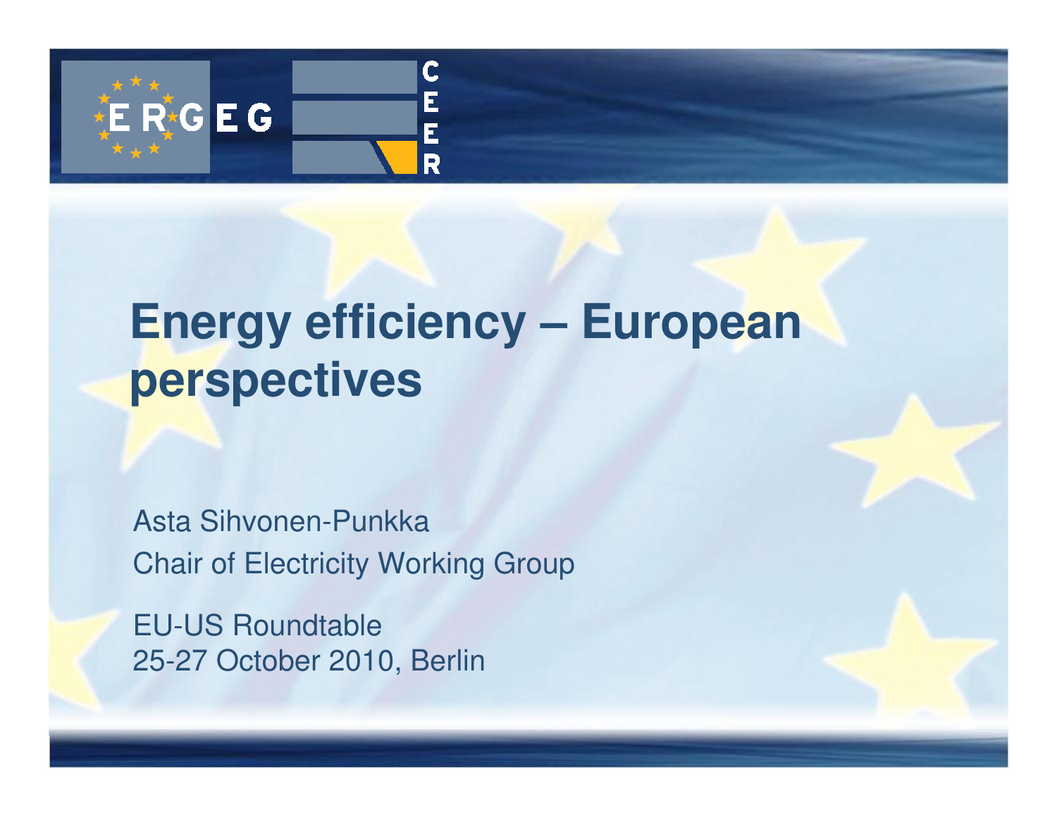# Energy efficiency – European perspectives

Asta Sihvonen-Punkka

Chair of Electricity Working Group

EU-US Roundtable

25-27 October 2010, Berlin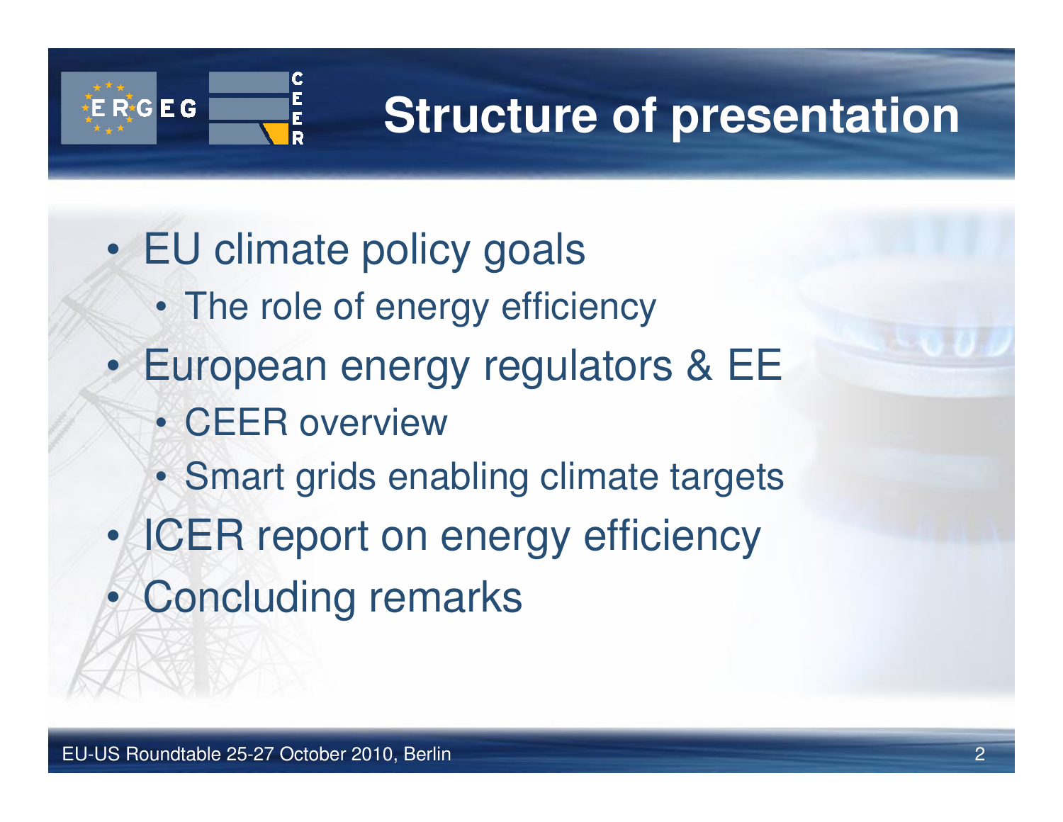# Structure of presentation

- EU climate policy goals
  - The role of energy efficiency
- European energy regulators & EE
  - CEER overview
  - Smart grids enabling climate targets
- ICER report on energy efficiency
- Concluding remarks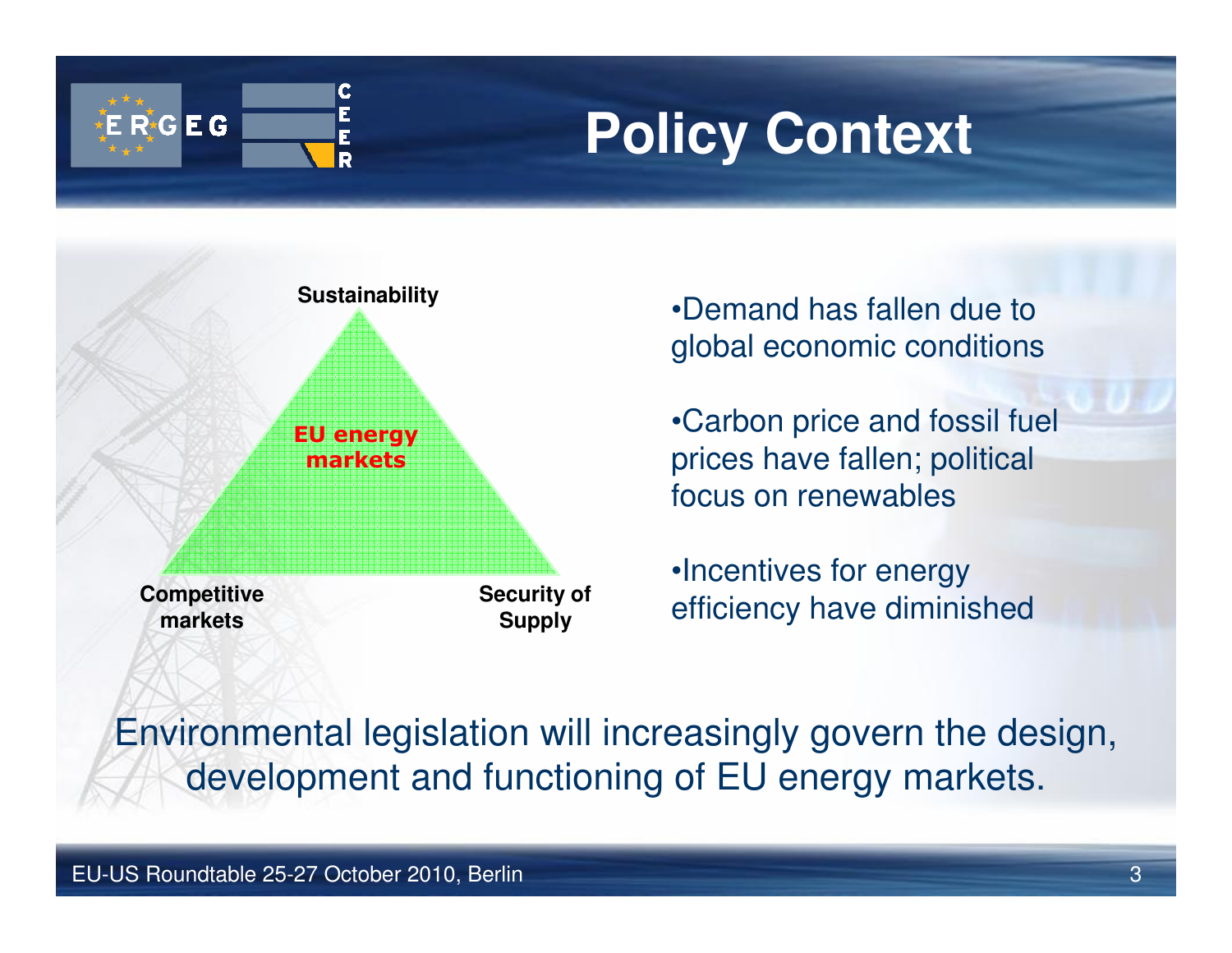# Policy Context

Sustainability

EU energy markets

Competitive markets

Security of Supply

- Demand has fallen due to global economic conditions
- Carbon price and fossil fuel prices have fallen; political focus on renewables
- Incentives for energy efficiency have diminished

Environmental legislation will increasingly govern the design, development and functioning of EU energy markets.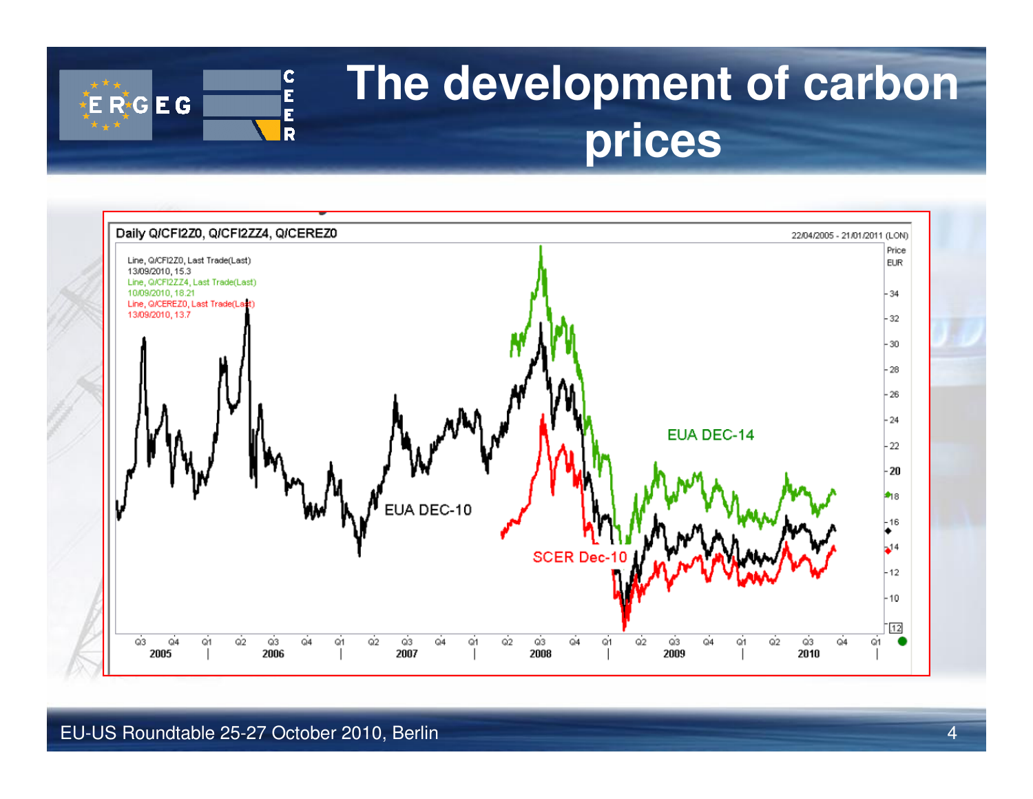# The development of carbon prices

Daily Q/CFI2Z0, Q/CFI2ZZ4, Q/CEREZ0

22/04/2005 - 21/01/2011 (LON)

Line, Q/CFI2Z0, Last Trade(Last)
13/09/2010, 15.3
Line, Q/CFI2ZZ4, Last Trade(Last)
10/09/2010, 18.21
Line, Q/CEREZ0, Last Trade(Last)
13/09/2010, 13.7

Price EUR

EUA DEC-14

EUA DEC-10

SCER Dec-10

Q3 Q4 Q1 Q2 Q3 Q4 Q1 Q2 Q3 Q4 Q1 Q2 Q3 Q4 Q1 Q2 Q3 Q4 Q1 Q2 Q3 Q4 Q1

2005 2006 2007 2008 2009 2010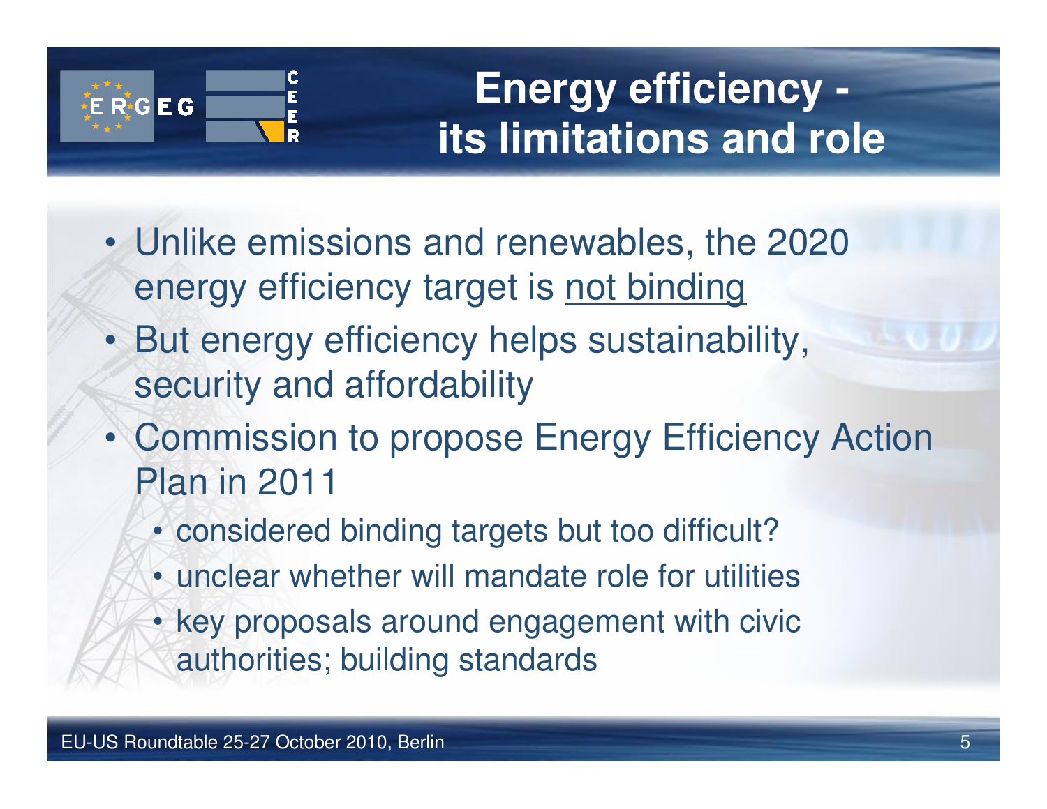# Energy efficiency - its limitations and role

- Unlike emissions and renewables, the 2020 energy efficiency target is <u>not binding</u>
- But energy efficiency helps sustainability, security and affordability
- Commission to propose Energy Efficiency Action Plan in 2011
  - considered binding targets but too difficult?
  - unclear whether will mandate role for utilities
  - key proposals around engagement with civic authorities; building standards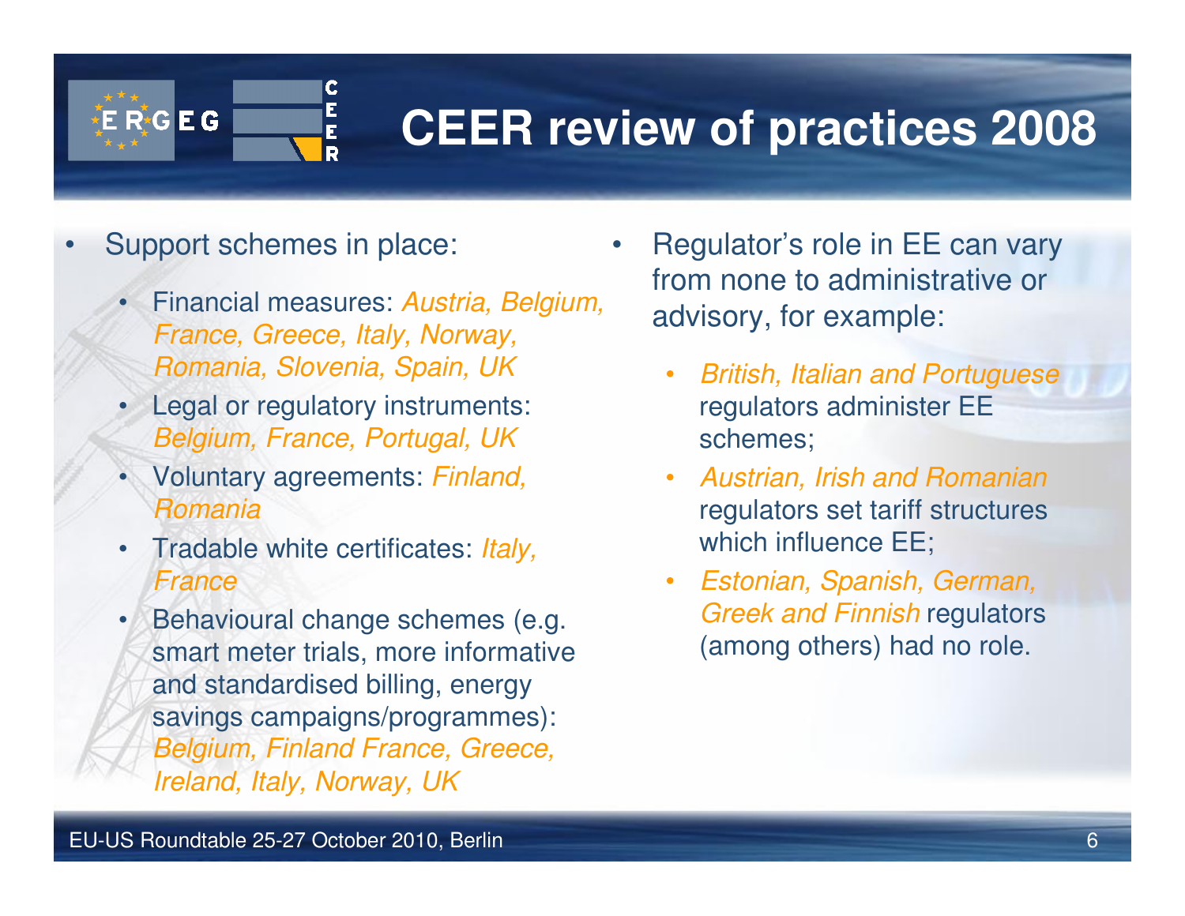# CEER review of practices 2008

- Support schemes in place:
  - Financial measures: *Austria, Belgium, France, Greece, Italy, Norway, Romania, Slovenia, Spain, UK*
  - Legal or regulatory instruments: *Belgium, France, Portugal, UK*
  - Voluntary agreements: *Finland, Romania*
  - Tradable white certificates: *Italy, France*
  - Behavioural change schemes (e.g. smart meter trials, more informative and standardised billing, energy savings campaigns/programmes): *Belgium, Finland France, Greece, Ireland, Italy, Norway, UK*

- Regulator's role in EE can vary from none to administrative or advisory, for example:
  - *British, Italian and Portuguese* regulators administer EE schemes;
  - *Austrian, Irish and Romanian* regulators set tariff structures which influence EE;
  - *Estonian, Spanish, German, Greek and Finnish* regulators (among others) had no role.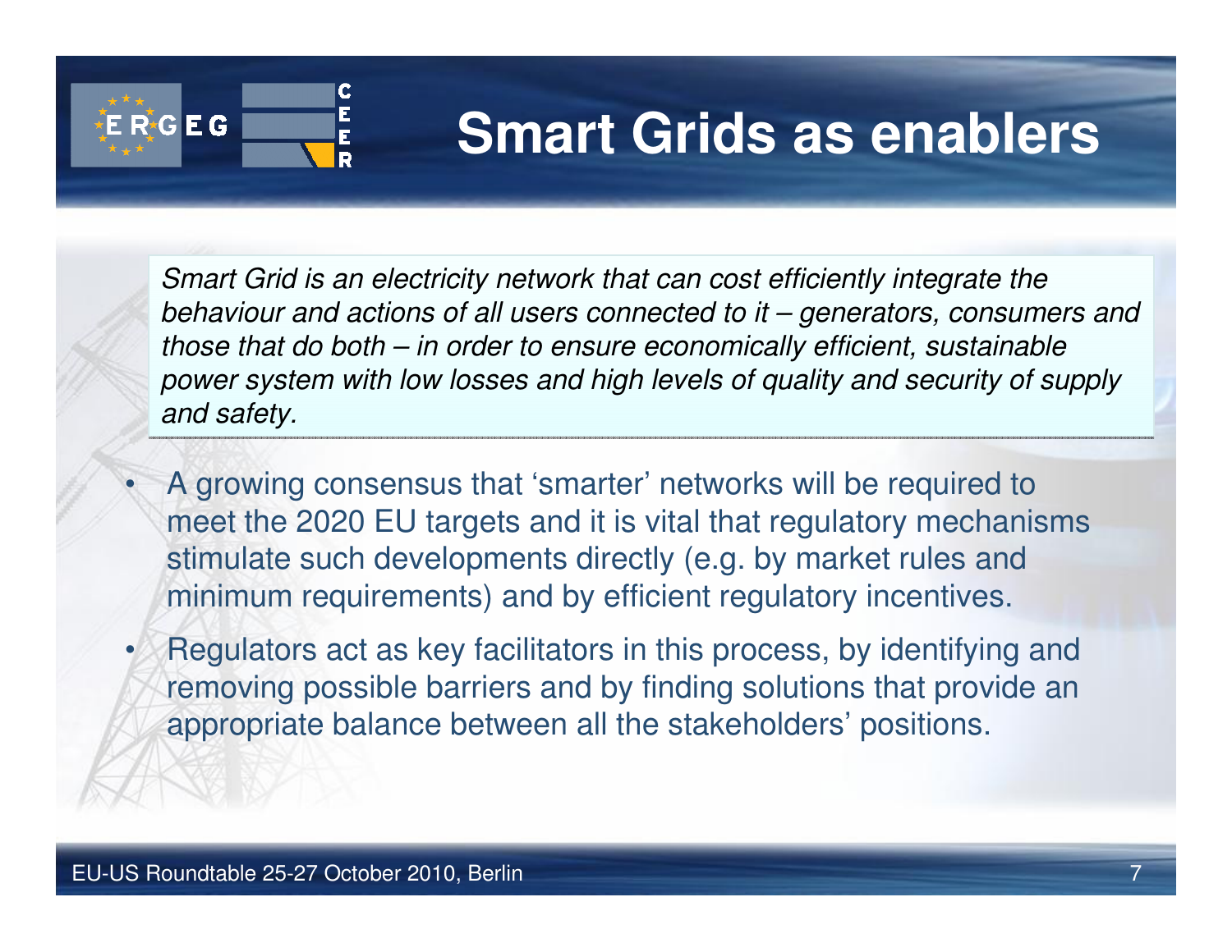# Smart Grids as enablers

*Smart Grid is an electricity network that can cost efficiently integrate the behaviour and actions of all users connected to it – generators, consumers and those that do both – in order to ensure economically efficient, sustainable power system with low losses and high levels of quality and security of supply and safety.*

- A growing consensus that 'smarter' networks will be required to meet the 2020 EU targets and it is vital that regulatory mechanisms stimulate such developments directly (e.g. by market rules and minimum requirements) and by efficient regulatory incentives.
- Regulators act as key facilitators in this process, by identifying and removing possible barriers and by finding solutions that provide an appropriate balance between all the stakeholders' positions.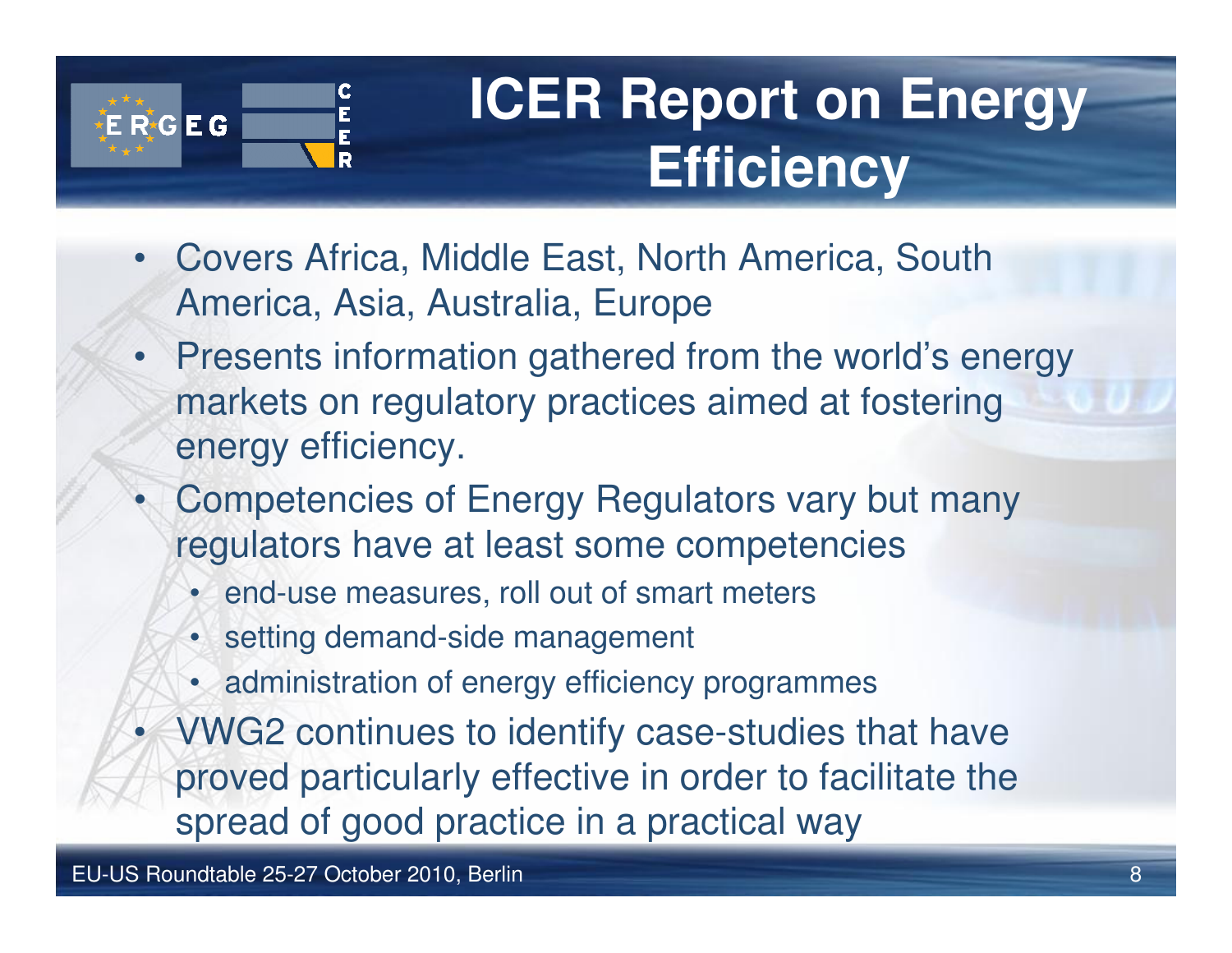# ICER Report on Energy Efficiency

- Covers Africa, Middle East, North America, South America, Asia, Australia, Europe
- Presents information gathered from the world's energy markets on regulatory practices aimed at fostering energy efficiency.
- Competencies of Energy Regulators vary but many regulators have at least some competencies
  - end-use measures, roll out of smart meters
  - setting demand-side management
  - administration of energy efficiency programmes
- VWG2 continues to identify case-studies that have proved particularly effective in order to facilitate the spread of good practice in a practical way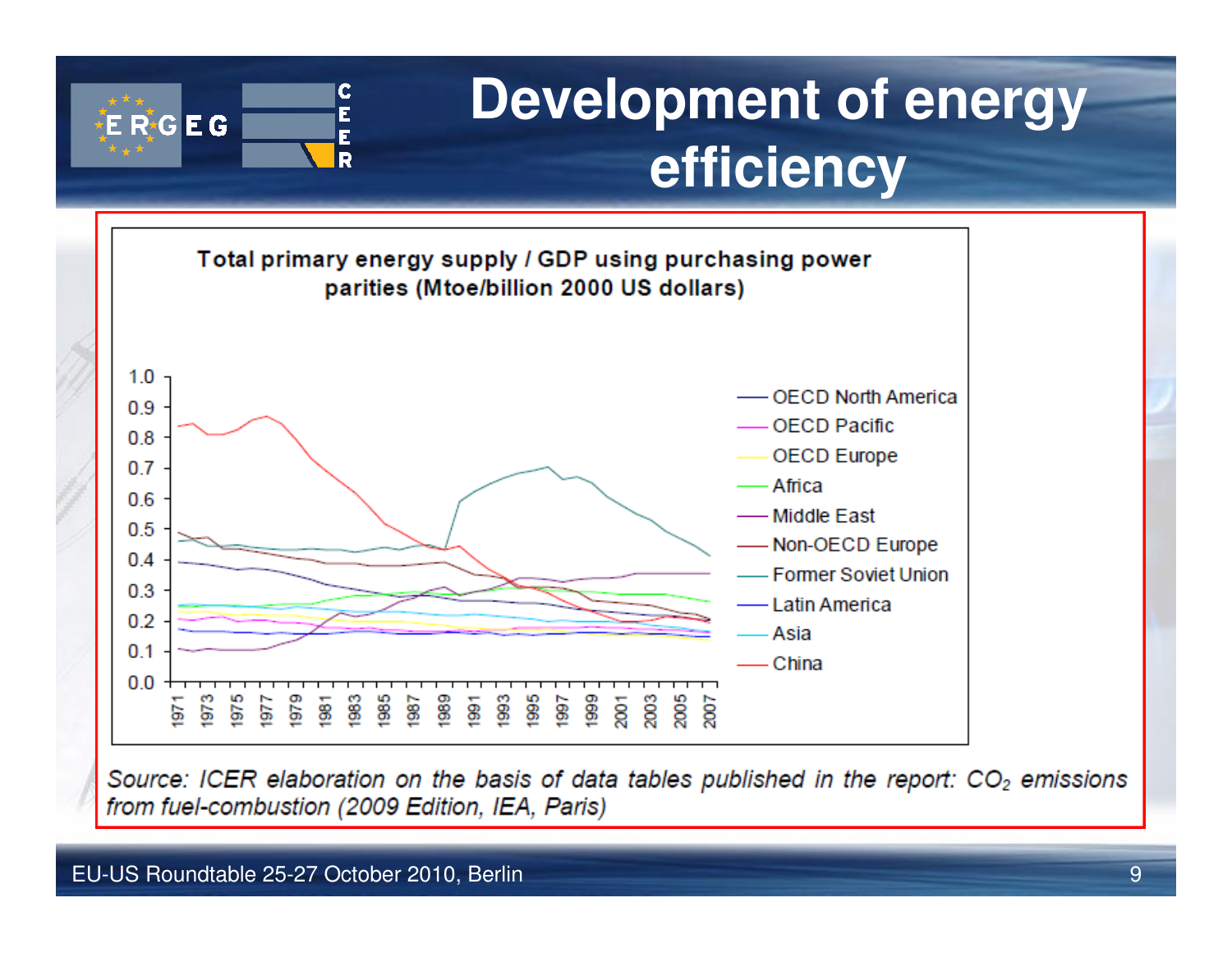# Development of energy efficiency

**Total primary energy supply / GDP using purchasing power parities (Mtoe/billion 2000 US dollars)**

Legend: OECD North America, OECD Pacific, OECD Europe, Africa, Middle East, Non-OECD Europe, Former Soviet Union, Latin America, Asia, China

*Source: ICER elaboration on the basis of data tables published in the report: $CO_2$ emissions from fuel-combustion (2009 Edition, IEA, Paris)*

EU-US Roundtable 25-27 October 2010, Berlin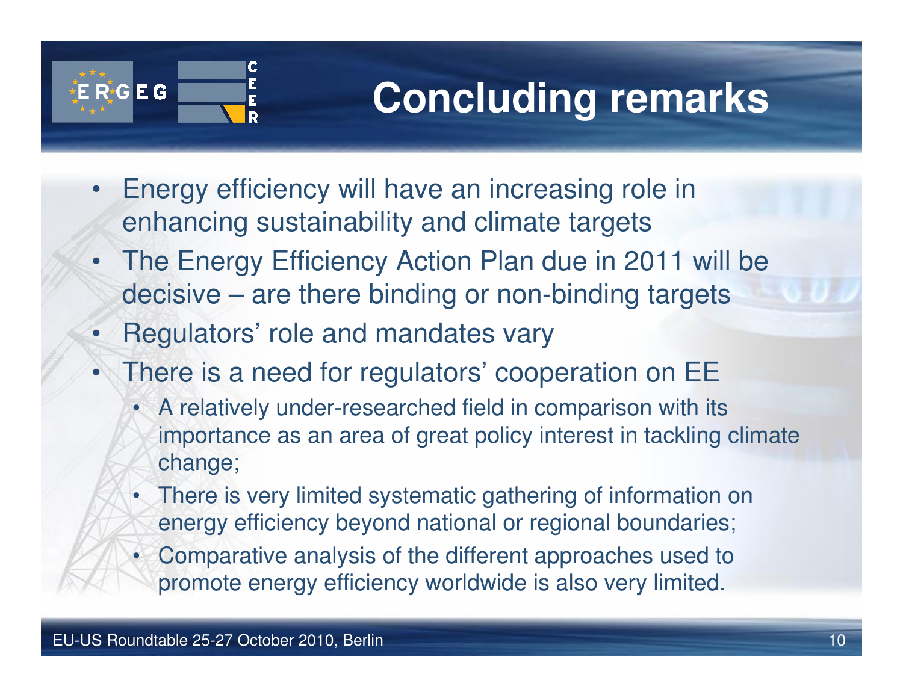# Concluding remarks

- Energy efficiency will have an increasing role in enhancing sustainability and climate targets
- The Energy Efficiency Action Plan due in 2011 will be decisive – are there binding or non-binding targets
- Regulators' role and mandates vary
- There is a need for regulators' cooperation on EE
  - A relatively under-researched field in comparison with its importance as an area of great policy interest in tackling climate change;
  - There is very limited systematic gathering of information on energy efficiency beyond national or regional boundaries;
  - Comparative analysis of the different approaches used to promote energy efficiency worldwide is also very limited.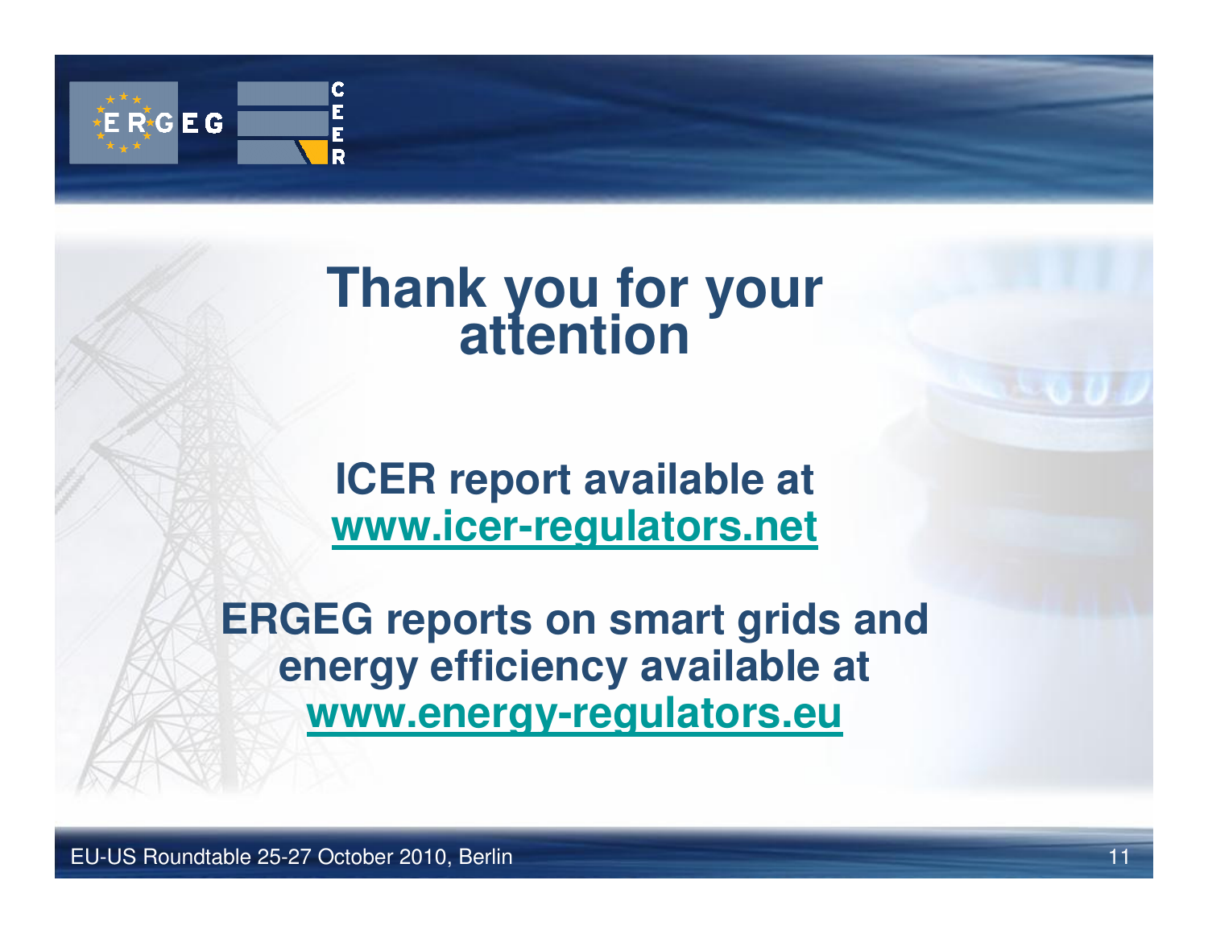# Thank you for your attention

**ICER report available at**
**www.icer-regulators.net**

**ERGEG reports on smart grids and energy efficiency available at**
**www.energy-regulators.eu**